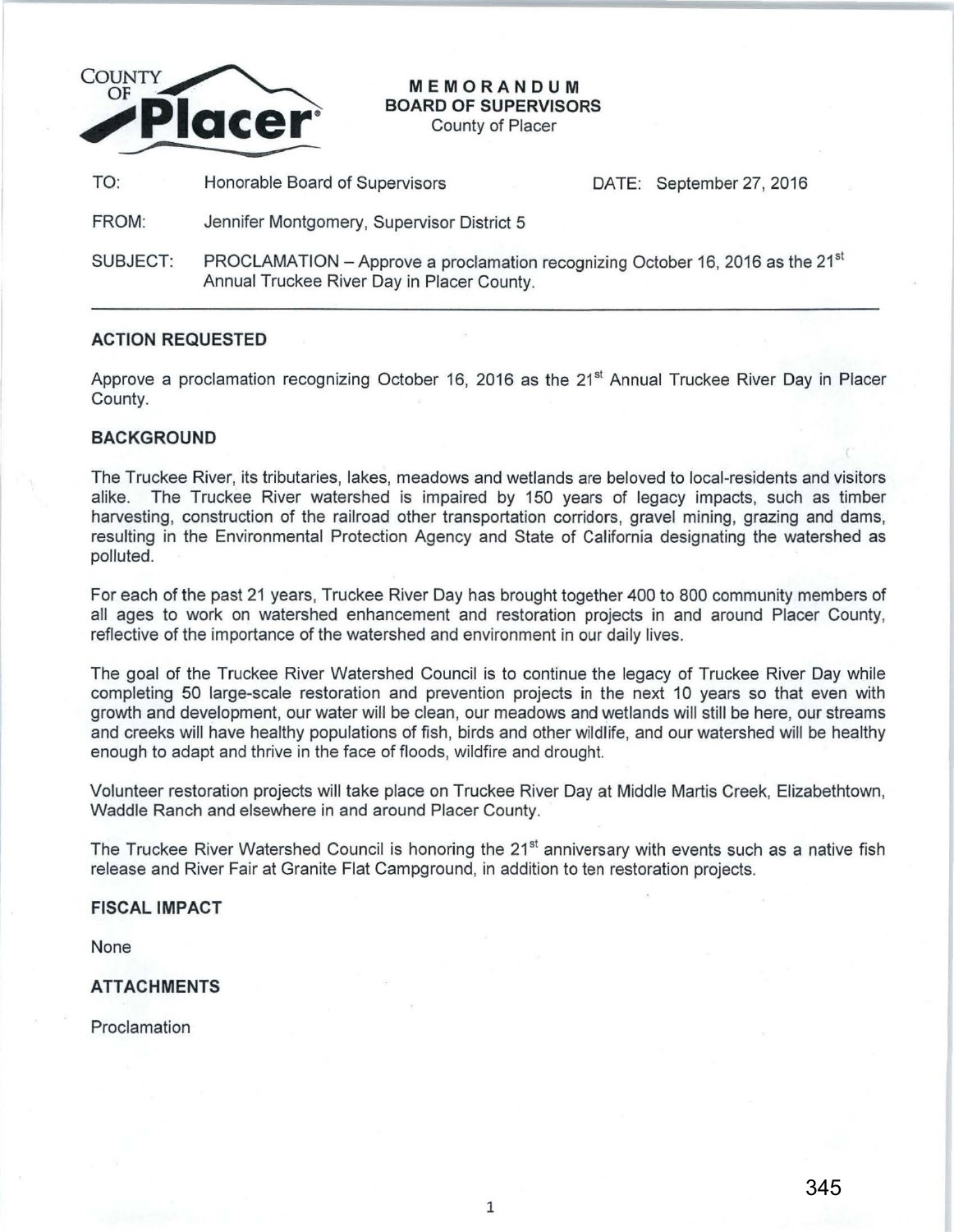COUNTY OF Placer

**MEMORANDUM**
**BOARD OF SUPERVISORS**
County of Placer

| | | | |
|---|---|---|---|
| TO: | Honorable Board of Supervisors | DATE: | September 27, 2016 |
| FROM: | Jennifer Montgomery, Supervisor District 5 | | |
| SUBJECT: | PROCLAMATION – Approve a proclamation recognizing October 16, 2016 as the 21st Annual Truckee River Day in Placer County. | | |

---

### ACTION REQUESTED

Approve a proclamation recognizing October 16, 2016 as the 21st Annual Truckee River Day in Placer County.

### BACKGROUND

The Truckee River, its tributaries, lakes, meadows and wetlands are beloved to local-residents and visitors alike. The Truckee River watershed is impaired by 150 years of legacy impacts, such as timber harvesting, construction of the railroad other transportation corridors, gravel mining, grazing and dams, resulting in the Environmental Protection Agency and State of California designating the watershed as polluted.

For each of the past 21 years, Truckee River Day has brought together 400 to 800 community members of all ages to work on watershed enhancement and restoration projects in and around Placer County, reflective of the importance of the watershed and environment in our daily lives.

The goal of the Truckee River Watershed Council is to continue the legacy of Truckee River Day while completing 50 large-scale restoration and prevention projects in the next 10 years so that even with growth and development, our water will be clean, our meadows and wetlands will still be here, our streams and creeks will have healthy populations of fish, birds and other wildlife, and our watershed will be healthy enough to adapt and thrive in the face of floods, wildfire and drought.

Volunteer restoration projects will take place on Truckee River Day at Middle Martis Creek, Elizabethtown, Waddle Ranch and elsewhere in and around Placer County.

The Truckee River Watershed Council is honoring the 21st anniversary with events such as a native fish release and River Fair at Granite Flat Campground, in addition to ten restoration projects.

### FISCAL IMPACT

None

### ATTACHMENTS

Proclamation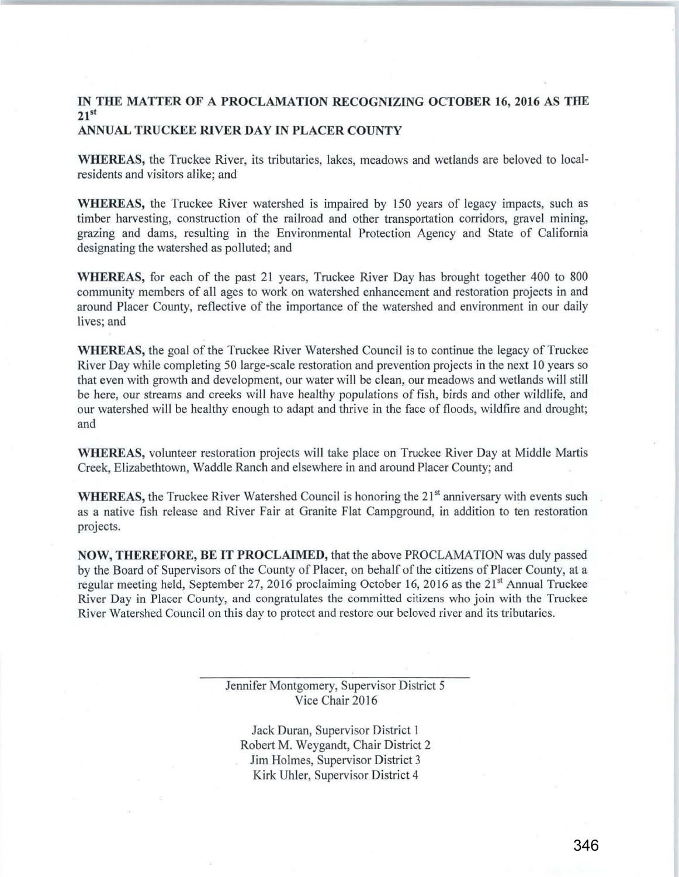**IN THE MATTER OF A PROCLAMATION RECOGNIZING OCTOBER 16, 2016 AS THE 21st ANNUAL TRUCKEE RIVER DAY IN PLACER COUNTY**

**WHEREAS,** the Truckee River, its tributaries, lakes, meadows and wetlands are beloved to local-residents and visitors alike; and

**WHEREAS,** the Truckee River watershed is impaired by 150 years of legacy impacts, such as timber harvesting, construction of the railroad and other transportation corridors, gravel mining, grazing and dams, resulting in the Environmental Protection Agency and State of California designating the watershed as polluted; and

**WHEREAS,** for each of the past 21 years, Truckee River Day has brought together 400 to 800 community members of all ages to work on watershed enhancement and restoration projects in and around Placer County, reflective of the importance of the watershed and environment in our daily lives; and

**WHEREAS,** the goal of the Truckee River Watershed Council is to continue the legacy of Truckee River Day while completing 50 large-scale restoration and prevention projects in the next 10 years so that even with growth and development, our water will be clean, our meadows and wetlands will still be here, our streams and creeks will have healthy populations of fish, birds and other wildlife, and our watershed will be healthy enough to adapt and thrive in the face of floods, wildfire and drought; and

**WHEREAS,** volunteer restoration projects will take place on Truckee River Day at Middle Martis Creek, Elizabethtown, Waddle Ranch and elsewhere in and around Placer County; and

**WHEREAS,** the Truckee River Watershed Council is honoring the 21st anniversary with events such as a native fish release and River Fair at Granite Flat Campground, in addition to ten restoration projects.

**NOW, THEREFORE, BE IT PROCLAIMED,** that the above PROCLAMATION was duly passed by the Board of Supervisors of the County of Placer, on behalf of the citizens of Placer County, at a regular meeting held, September 27, 2016 proclaiming October 16, 2016 as the 21st Annual Truckee River Day in Placer County, and congratulates the committed citizens who join with the Truckee River Watershed Council on this day to protect and restore our beloved river and its tributaries.

Jennifer Montgomery, Supervisor District 5
Vice Chair 2016

Jack Duran, Supervisor District 1
Robert M. Weygandt, Chair District 2
Jim Holmes, Supervisor District 3
Kirk Uhler, Supervisor District 4